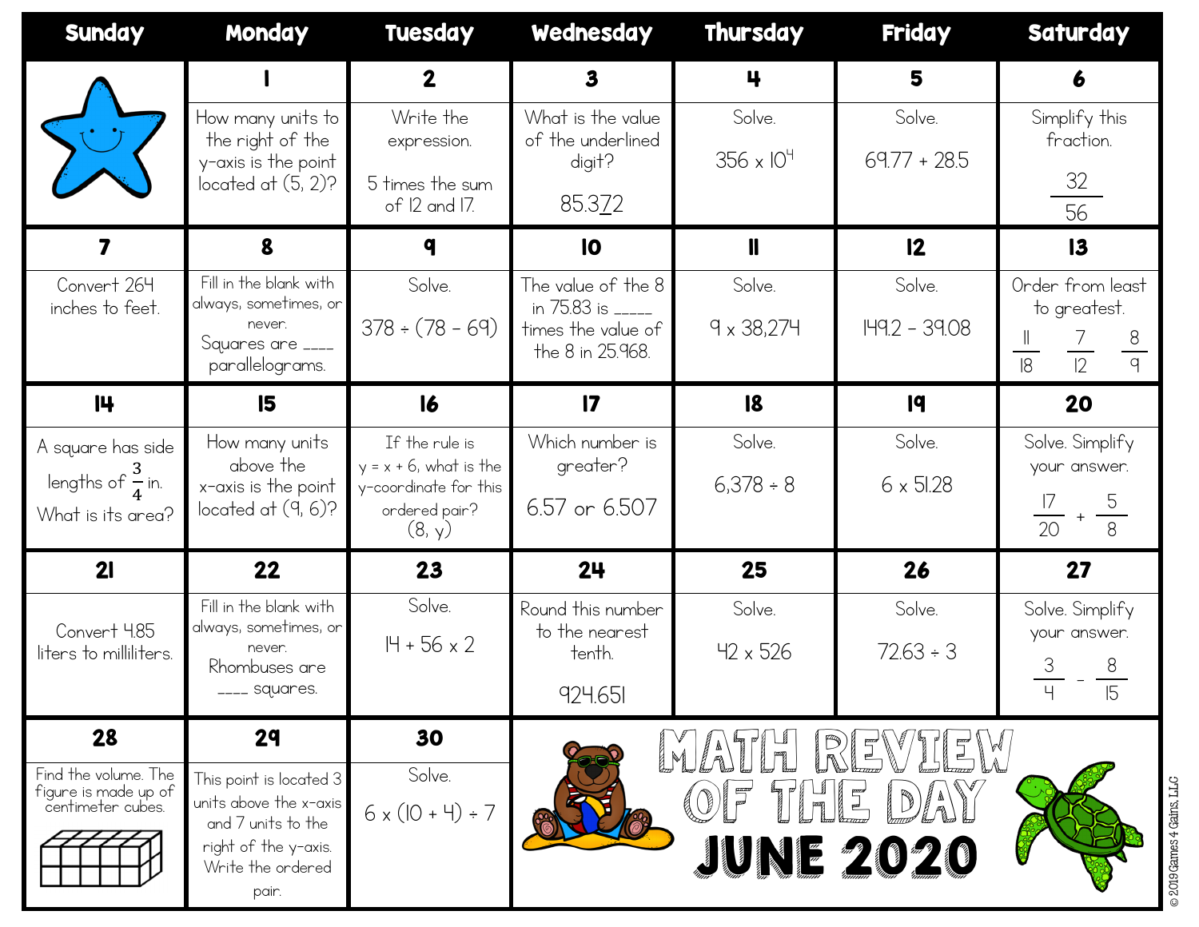# Math Review of the Day

## June 2020

| Sunday | Monday | Tuesday | Wednesday | Thursday | Friday | Saturday |
|---|---|---|---|---|---|---|
| | **1** How many units to the right of the y-axis is the point located at (5, 2)? | **2** Write the expression. 5 times the sum of 12 and 17. | **3** What is the value of the underlined digit? 85.3<u>7</u>2 | **4** Solve. $356 \times 10^4$ | **5** Solve. $69.77 + 28.5$ | **6** Simplify this fraction. $\frac{32}{56}$ |
| **7** Convert 264 inches to feet. | **8** Fill in the blank with always, sometimes, or never. Squares are ____ parallelograms. | **9** Solve. $378 \div (78 - 69)$ | **10** The value of the 8 in 75.83 is _____ times the value of the 8 in 25.968. | **11** Solve. $9 \times 38{,}274$ | **12** Solve. $149.2 - 39.08$ | **13** Order from least to greatest. $\frac{11}{18}$ $\frac{7}{12}$ $\frac{8}{9}$ |
| **14** A square has side lengths of $\frac{3}{4}$ in. What is its area? | **15** How many units above the x-axis is the point located at (9, 6)? | **16** If the rule is $y = x + 6$, what is the y-coordinate for this ordered pair? (8, y) | **17** Which number is greater? 6.57 or 6.507 | **18** Solve. $6{,}378 \div 8$ | **19** Solve. $6 \times 51.28$ | **20** Solve. Simplify your answer. $\frac{17}{20} + \frac{5}{8}$ |
| **21** Convert 4.85 liters to milliliters. | **22** Fill in the blank with always, sometimes, or never. Rhombuses are ____ squares. | **23** Solve. $14 + 56 \times 2$ | **24** Round this number to the nearest tenth. 924.651 | **25** Solve. $42 \times 526$ | **26** Solve. $72.63 \div 3$ | **27** Solve. Simplify your answer. $\frac{3}{4} - \frac{8}{15}$ |
| **28** Find the volume. The figure is made up of centimeter cubes. | **29** This point is located 3 units above the x-axis and 7 units to the right of the y-axis. Write the ordered pair. | **30** Solve. $6 \times (10 + 4) \div 7$ | | | | |

© 2019 Games 4 Gains, LLC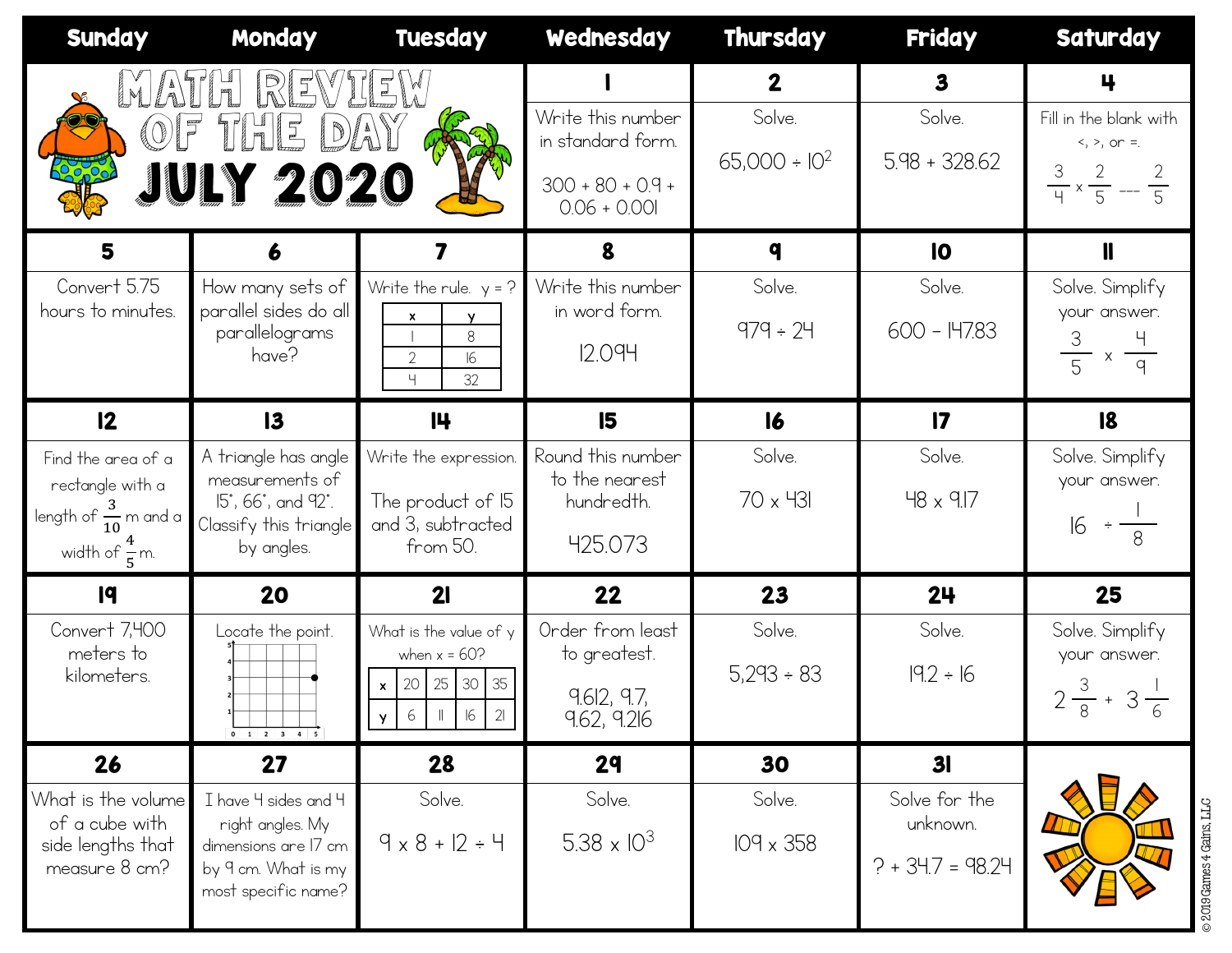# MATH REVIEW OF THE DAY JULY 2020

| Sunday | Monday | Tuesday | Wednesday | Thursday | Friday | Saturday |
|---|---|---|---|---|---|---|
| | | | **1** Write this number in standard form. 300 + 80 + 0.9 + 0.06 + 0.001 | **2** Solve. $65{,}000 \div 10^2$ | **3** Solve. 5.98 + 328.62 | **4** Fill in the blank with <, >, or =. $\frac{3}{4} \times \frac{2}{5}$ ___ $\frac{2}{5}$ |
| **5** Convert 5.75 hours to minutes. | **6** How many sets of parallel sides do all parallelograms have? | **7** Write the rule. y = ? (x: 1, 2, 4; y: 8, 16, 32) | **8** Write this number in word form. 12.094 | **9** Solve. 979 ÷ 24 | **10** Solve. 600 – 147.83 | **11** Solve. Simplify your answer. $\frac{3}{5} \times \frac{4}{9}$ |
| **12** Find the area of a rectangle with a length of $\frac{3}{10}$ m and a width of $\frac{4}{5}$ m. | **13** A triangle has angle measurements of 15°, 66°, and 92°. Classify this triangle by angles. | **14** Write the expression. The product of 15 and 3, subtracted from 50. | **15** Round this number to the nearest hundredth. 425.073 | **16** Solve. 70 x 431 | **17** Solve. 48 x 9.17 | **18** Solve. Simplify your answer. $16 \div \frac{1}{8}$ |
| **19** Convert 7,400 meters to kilometers. | **20** Locate the point. (point on grid at x = 5, y = 3) | **21** What is the value of y when x = 60? (x: 20, 25, 30, 35; y: 6, 11, 16, 21) | **22** Order from least to greatest. 9.612, 9.7, 9.62, 9.216 | **23** Solve. 5,293 ÷ 83 | **24** Solve. 19.2 ÷ 16 | **25** Solve. Simplify your answer. $2\frac{3}{8} + 3\frac{1}{6}$ |
| **26** What is the volume of a cube with side lengths that measure 8 cm? | **27** I have 4 sides and 4 right angles. My dimensions are 17 cm by 9 cm. What is my most specific name? | **28** Solve. 9 x 8 + 12 ÷ 4 | **29** Solve. $5.38 \times 10^3$ | **30** Solve. 109 x 358 | **31** Solve for the unknown. ? + 34.7 = 98.24 | |

© 2019 Games 4 Gains, LLC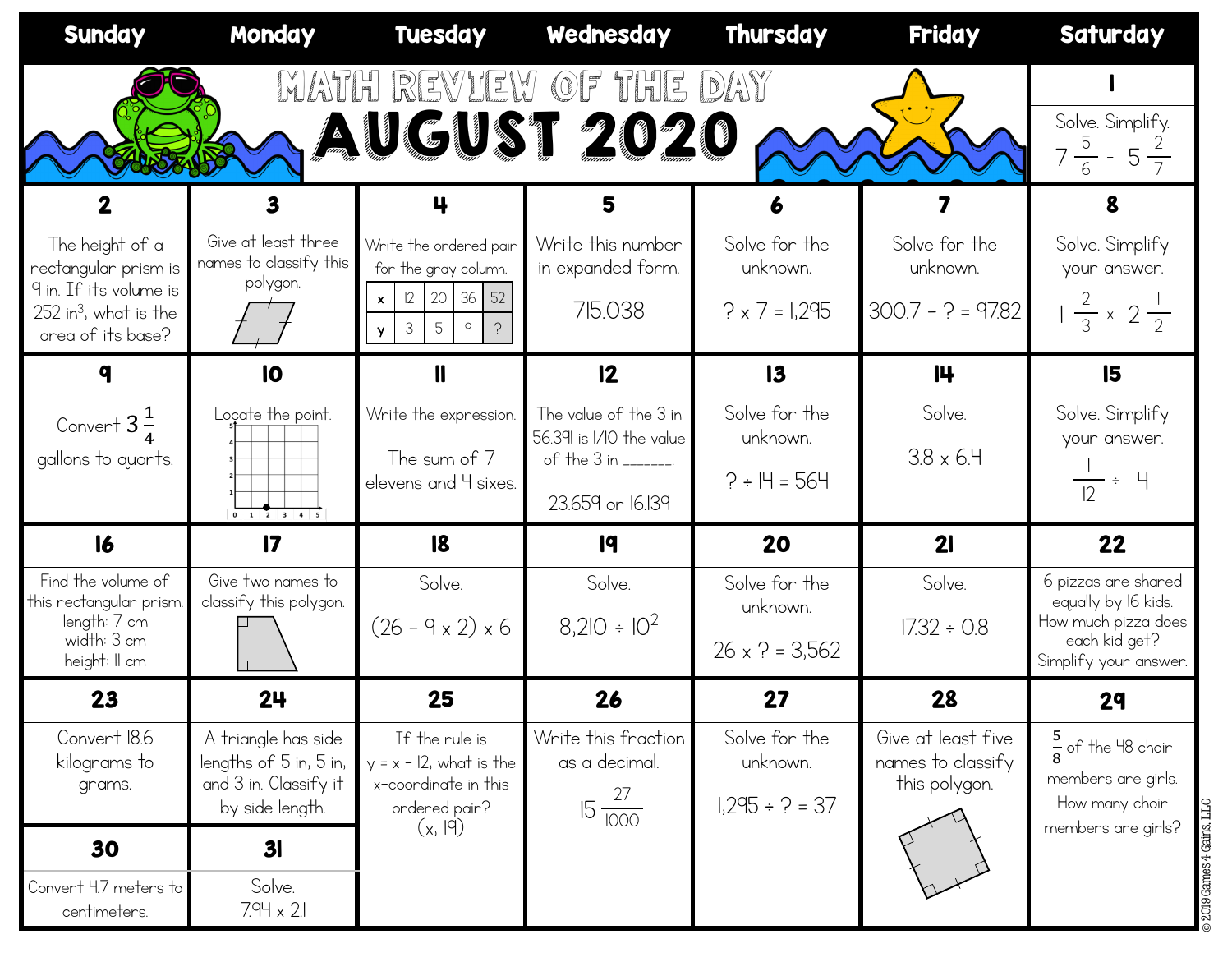# MATH REVIEW OF THE DAY
## AUGUST 2020

| Sunday | Monday | Tuesday | Wednesday | Thursday | Friday | Saturday |
|---|---|---|---|---|---|---|
| | | | | | | **1** Solve. Simplify. $7\frac{5}{6} - 5\frac{2}{7}$ |
| **2** The height of a rectangular prism is 9 in. If its volume is 252 $in^3$, what is the area of its base? | **3** Give at least three names to classify this polygon. | **4** Write the ordered pair for the gray column. x: 12, 20, 36, 52; y: 3, 5, 9, ? | **5** Write this number in expanded form. 715.038 | **6** Solve for the unknown. ? x 7 = 1,295 | **7** Solve for the unknown. 300.7 – ? = 97.82 | **8** Solve. Simplify your answer. $1\frac{2}{3} \times 2\frac{1}{2}$ |
| **9** Convert $3\frac{1}{4}$ gallons to quarts. | **10** Locate the point. | **11** Write the expression. The sum of 7 elevens and 4 sixes. | **12** The value of the 3 in 56.391 is 1/10 the value of the 3 in _______. 23.659 or 16.139 | **13** Solve for the unknown. ? ÷ 14 = 564 | **14** Solve. 3.8 x 6.4 | **15** Solve. Simplify your answer. $\frac{1}{12} \div 4$ |
| **16** Find the volume of this rectangular prism. length: 7 cm width: 3 cm height: 11 cm | **17** Give two names to classify this polygon. | **18** Solve. (26 – 9 x 2) x 6 | **19** Solve. $8,210 \div 10^2$ | **20** Solve for the unknown. 26 x ? = 3,562 | **21** Solve. 17.32 ÷ 0.8 | **22** 6 pizzas are shared equally by 16 kids. How much pizza does each kid get? Simplify your answer. |
| **23** Convert 18.6 kilograms to grams. | **24** A triangle has side lengths of 5 in, 5 in, and 3 in. Classify it by side length. | **25** If the rule is y = x – 12, what is the x-coordinate in this ordered pair? (x, 19) | **26** Write this fraction as a decimal. $15\frac{27}{1000}$ | **27** Solve for the unknown. 1,295 ÷ ? = 37 | **28** Give at least five names to classify this polygon. | **29** $\frac{5}{8}$ of the 48 choir members are girls. How many choir members are girls? |
| **30** Convert 4.7 meters to centimeters. | **31** Solve. 7.94 x 2.1 | | | | | |

© 2019 Games 4 Gains, LLC